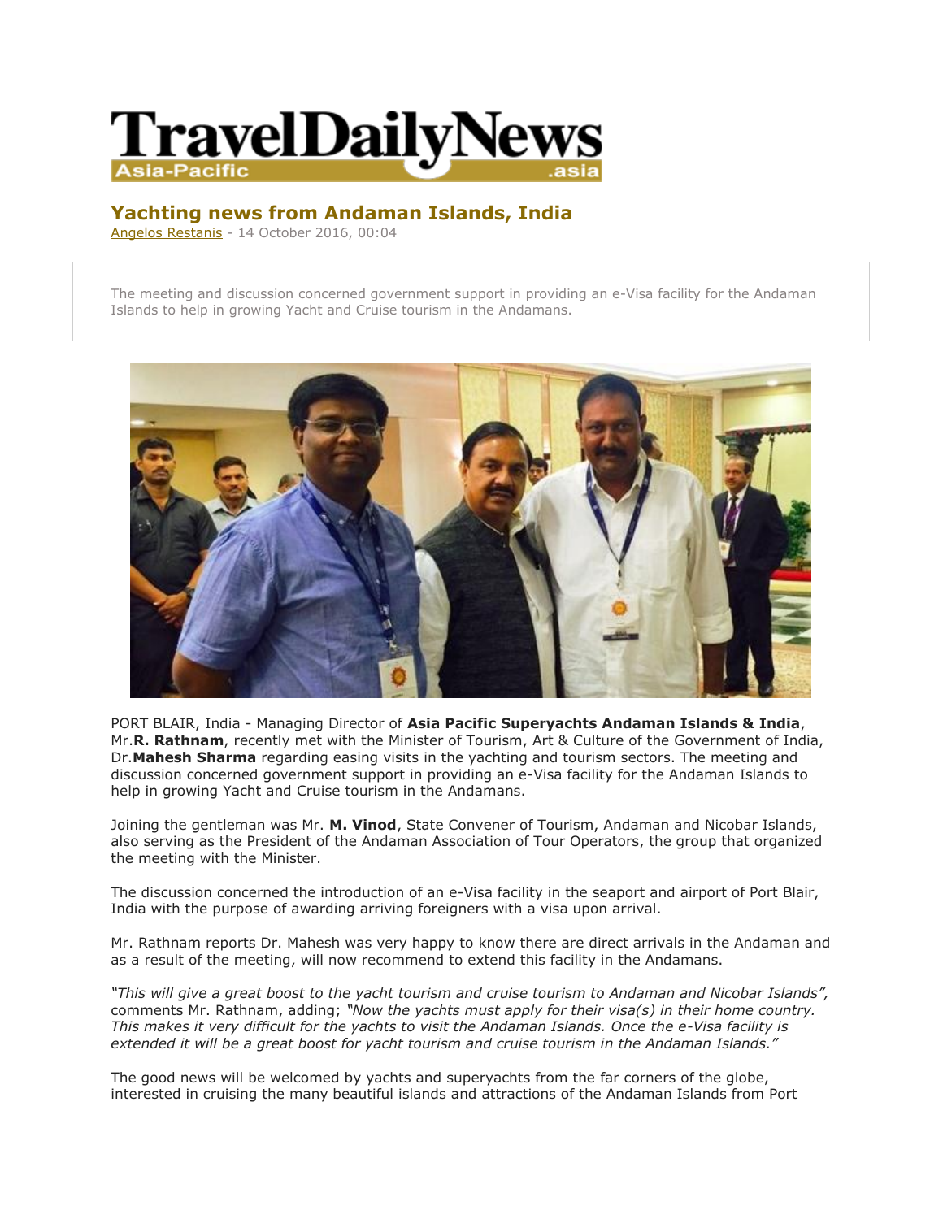TravelDailyNews Asia-Pacific .asia

# Yachting news from Andaman Islands, India

Angelos Restanis - 14 October 2016, 00:04

The meeting and discussion concerned government support in providing an e-Visa facility for the Andaman Islands to help in growing Yacht and Cruise tourism in the Andamans.

PORT BLAIR, India - Managing Director of **Asia Pacific Superyachts Andaman Islands & India**, Mr.**R. Rathnam**, recently met with the Minister of Tourism, Art & Culture of the Government of India, Dr.**Mahesh Sharma** regarding easing visits in the yachting and tourism sectors. The meeting and discussion concerned government support in providing an e-Visa facility for the Andaman Islands to help in growing Yacht and Cruise tourism in the Andamans.

Joining the gentleman was Mr. **M. Vinod**, State Convener of Tourism, Andaman and Nicobar Islands, also serving as the President of the Andaman Association of Tour Operators, the group that organized the meeting with the Minister.

The discussion concerned the introduction of an e-Visa facility in the seaport and airport of Port Blair, India with the purpose of awarding arriving foreigners with a visa upon arrival.

Mr. Rathnam reports Dr. Mahesh was very happy to know there are direct arrivals in the Andaman and as a result of the meeting, will now recommend to extend this facility in the Andamans.

*"This will give a great boost to the yacht tourism and cruise tourism to Andaman and Nicobar Islands",* comments Mr. Rathnam, adding; *"Now the yachts must apply for their visa(s) in their home country. This makes it very difficult for the yachts to visit the Andaman Islands. Once the e-Visa facility is extended it will be a great boost for yacht tourism and cruise tourism in the Andaman Islands."*

The good news will be welcomed by yachts and superyachts from the far corners of the globe, interested in cruising the many beautiful islands and attractions of the Andaman Islands from Port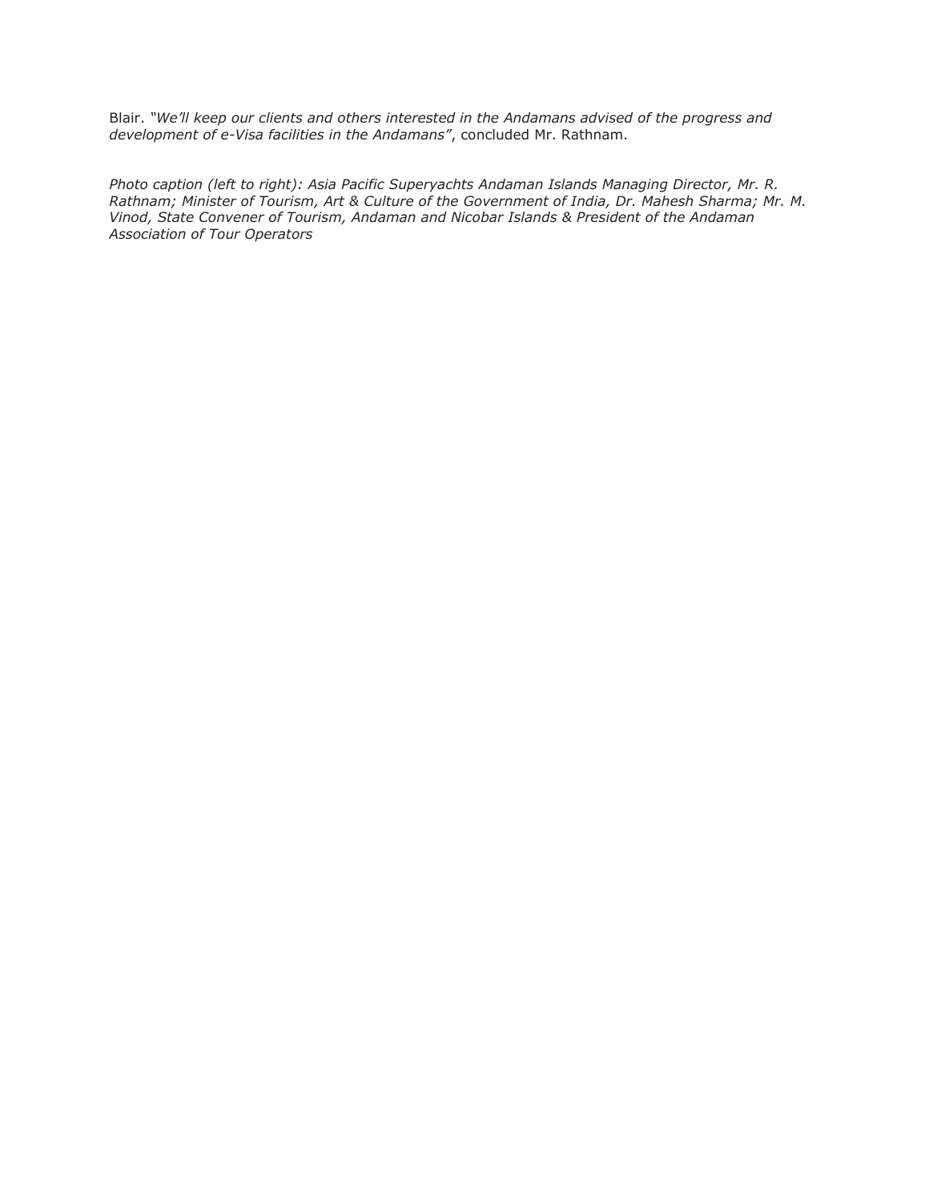Blair. *"We'll keep our clients and others interested in the Andamans advised of the progress and development of e-Visa facilities in the Andamans"*, concluded Mr. Rathnam.

*Photo caption (left to right): Asia Pacific Superyachts Andaman Islands Managing Director, Mr. R. Rathnam; Minister of Tourism, Art & Culture of the Government of India, Dr. Mahesh Sharma; Mr. M. Vinod, State Convener of Tourism, Andaman and Nicobar Islands & President of the Andaman Association of Tour Operators*